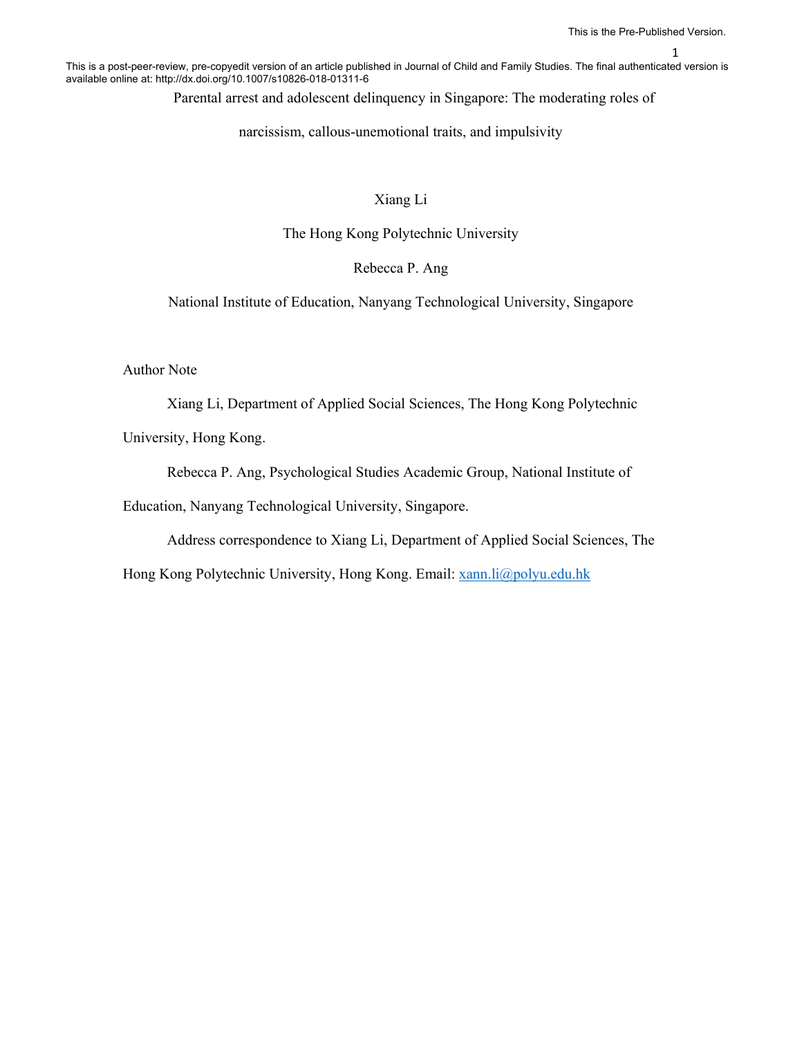This is a post-peer-review, pre-copyedit version of an article published in Journal of Child and Family Studies. The final authenticated version is available online at: http://dx.doi.org/10.1007/s10826-018-01311-6

# Parental arrest and adolescent delinquency in Singapore: The moderating roles of narcissism, callous-unemotional traits, and impulsivity

Xiang Li

The Hong Kong Polytechnic University

Rebecca P. Ang

National Institute of Education, Nanyang Technological University, Singapore

Author Note

Xiang Li, Department of Applied Social Sciences, The Hong Kong Polytechnic University, Hong Kong.

Rebecca P. Ang, Psychological Studies Academic Group, National Institute of Education, Nanyang Technological University, Singapore.

Address correspondence to Xiang Li, Department of Applied Social Sciences, The Hong Kong Polytechnic University, Hong Kong. Email: xann.li@polyu.edu.hk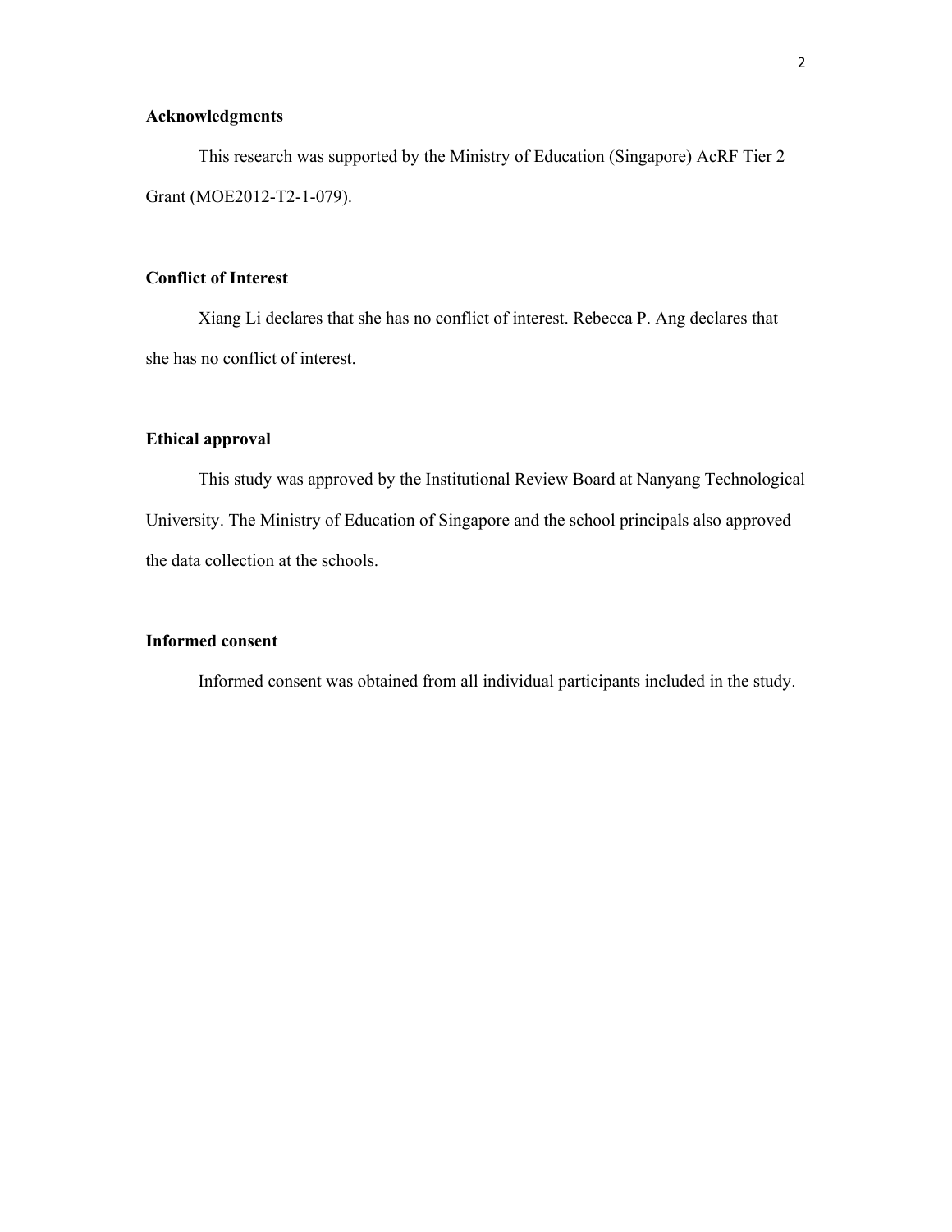**Acknowledgments**

This research was supported by the Ministry of Education (Singapore) AcRF Tier 2 Grant (MOE2012-T2-1-079).

**Conflict of Interest**

Xiang Li declares that she has no conflict of interest. Rebecca P. Ang declares that she has no conflict of interest.

**Ethical approval**

This study was approved by the Institutional Review Board at Nanyang Technological University. The Ministry of Education of Singapore and the school principals also approved the data collection at the schools.

**Informed consent**

Informed consent was obtained from all individual participants included in the study.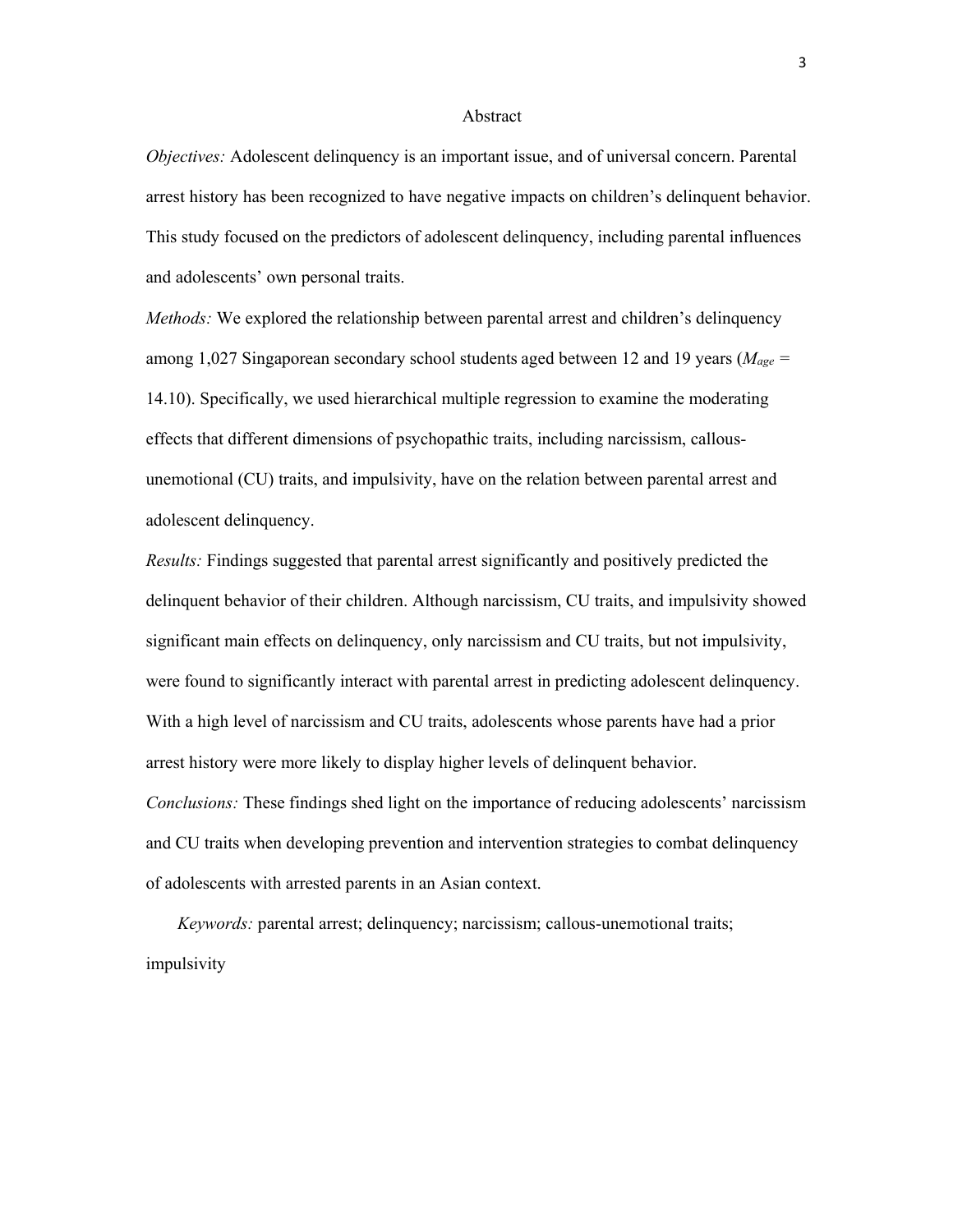# Abstract

*Objectives:* Adolescent delinquency is an important issue, and of universal concern. Parental arrest history has been recognized to have negative impacts on children's delinquent behavior. This study focused on the predictors of adolescent delinquency, including parental influences and adolescents' own personal traits.

*Methods:* We explored the relationship between parental arrest and children's delinquency among 1,027 Singaporean secondary school students aged between 12 and 19 years ($M_{age}$ = 14.10). Specifically, we used hierarchical multiple regression to examine the moderating effects that different dimensions of psychopathic traits, including narcissism, callous-unemotional (CU) traits, and impulsivity, have on the relation between parental arrest and adolescent delinquency.

*Results:* Findings suggested that parental arrest significantly and positively predicted the delinquent behavior of their children. Although narcissism, CU traits, and impulsivity showed significant main effects on delinquency, only narcissism and CU traits, but not impulsivity, were found to significantly interact with parental arrest in predicting adolescent delinquency. With a high level of narcissism and CU traits, adolescents whose parents have had a prior arrest history were more likely to display higher levels of delinquent behavior.

*Conclusions:* These findings shed light on the importance of reducing adolescents' narcissism and CU traits when developing prevention and intervention strategies to combat delinquency of adolescents with arrested parents in an Asian context.

*Keywords:* parental arrest; delinquency; narcissism; callous-unemotional traits; impulsivity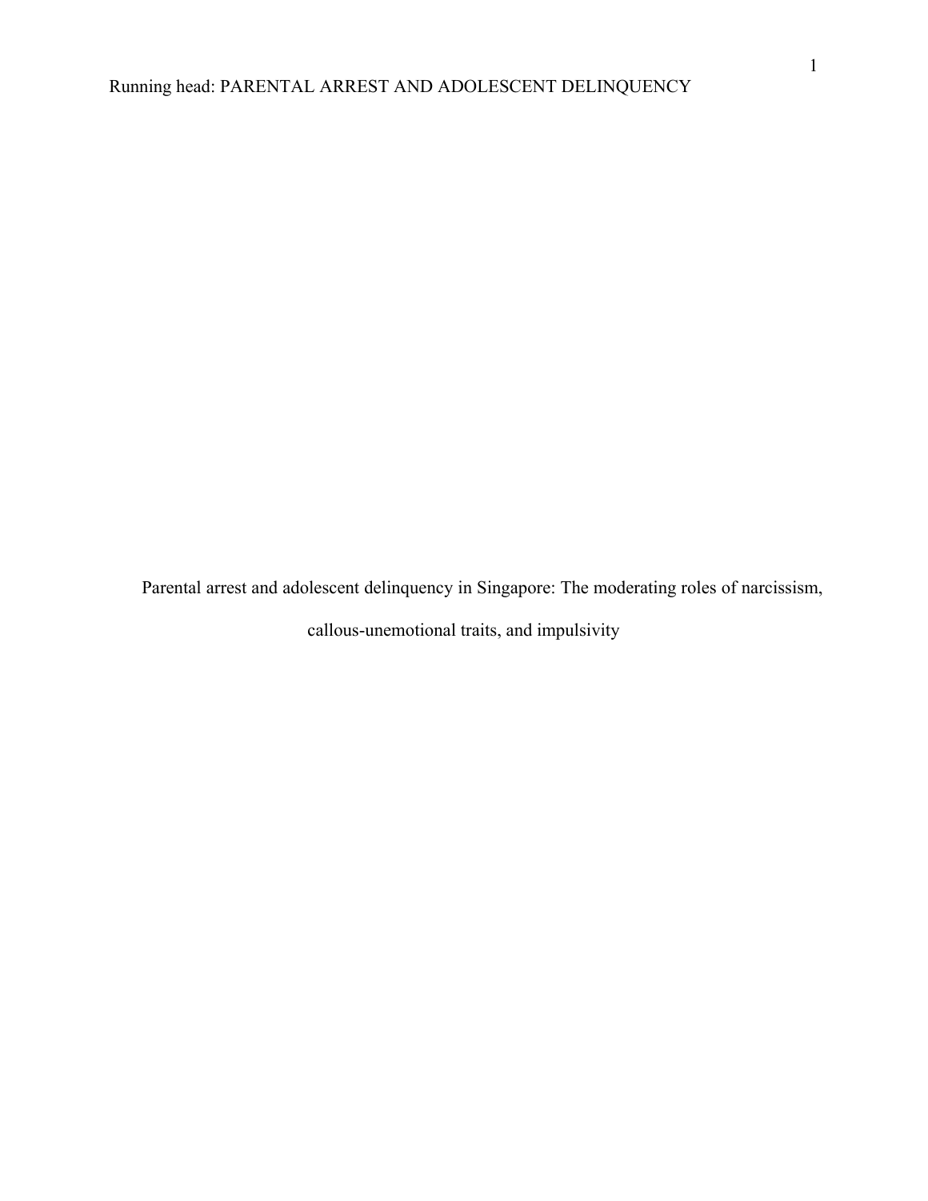Parental arrest and adolescent delinquency in Singapore: The moderating roles of narcissism, callous-unemotional traits, and impulsivity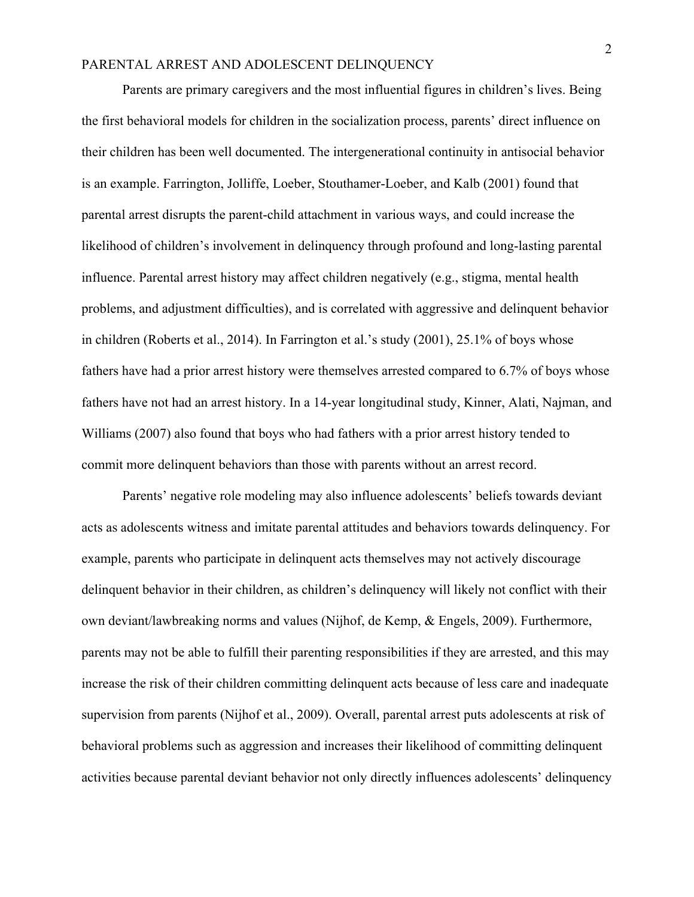Parents are primary caregivers and the most influential figures in children's lives. Being the first behavioral models for children in the socialization process, parents' direct influence on their children has been well documented. The intergenerational continuity in antisocial behavior is an example. Farrington, Jolliffe, Loeber, Stouthamer-Loeber, and Kalb (2001) found that parental arrest disrupts the parent-child attachment in various ways, and could increase the likelihood of children's involvement in delinquency through profound and long-lasting parental influence. Parental arrest history may affect children negatively (e.g., stigma, mental health problems, and adjustment difficulties), and is correlated with aggressive and delinquent behavior in children (Roberts et al., 2014). In Farrington et al.'s study (2001), 25.1% of boys whose fathers have had a prior arrest history were themselves arrested compared to 6.7% of boys whose fathers have not had an arrest history. In a 14-year longitudinal study, Kinner, Alati, Najman, and Williams (2007) also found that boys who had fathers with a prior arrest history tended to commit more delinquent behaviors than those with parents without an arrest record.

Parents' negative role modeling may also influence adolescents' beliefs towards deviant acts as adolescents witness and imitate parental attitudes and behaviors towards delinquency. For example, parents who participate in delinquent acts themselves may not actively discourage delinquent behavior in their children, as children's delinquency will likely not conflict with their own deviant/lawbreaking norms and values (Nijhof, de Kemp, & Engels, 2009). Furthermore, parents may not be able to fulfill their parenting responsibilities if they are arrested, and this may increase the risk of their children committing delinquent acts because of less care and inadequate supervision from parents (Nijhof et al., 2009). Overall, parental arrest puts adolescents at risk of behavioral problems such as aggression and increases their likelihood of committing delinquent activities because parental deviant behavior not only directly influences adolescents' delinquency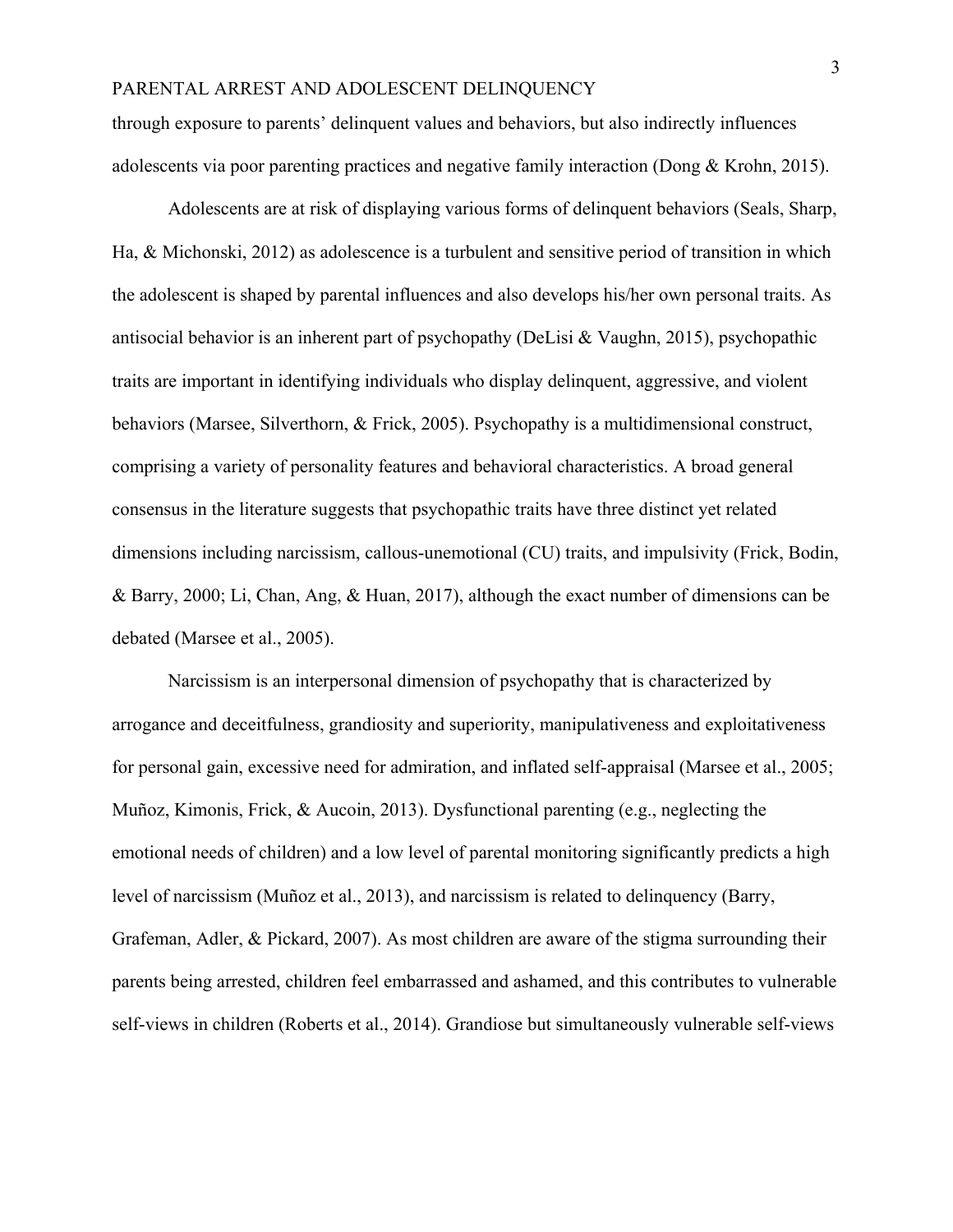through exposure to parents' delinquent values and behaviors, but also indirectly influences adolescents via poor parenting practices and negative family interaction (Dong & Krohn, 2015).

Adolescents are at risk of displaying various forms of delinquent behaviors (Seals, Sharp, Ha, & Michonski, 2012) as adolescence is a turbulent and sensitive period of transition in which the adolescent is shaped by parental influences and also develops his/her own personal traits. As antisocial behavior is an inherent part of psychopathy (DeLisi & Vaughn, 2015), psychopathic traits are important in identifying individuals who display delinquent, aggressive, and violent behaviors (Marsee, Silverthorn, & Frick, 2005). Psychopathy is a multidimensional construct, comprising a variety of personality features and behavioral characteristics. A broad general consensus in the literature suggests that psychopathic traits have three distinct yet related dimensions including narcissism, callous-unemotional (CU) traits, and impulsivity (Frick, Bodin, & Barry, 2000; Li, Chan, Ang, & Huan, 2017), although the exact number of dimensions can be debated (Marsee et al., 2005).

Narcissism is an interpersonal dimension of psychopathy that is characterized by arrogance and deceitfulness, grandiosity and superiority, manipulativeness and exploitativeness for personal gain, excessive need for admiration, and inflated self-appraisal (Marsee et al., 2005; Muñoz, Kimonis, Frick, & Aucoin, 2013). Dysfunctional parenting (e.g., neglecting the emotional needs of children) and a low level of parental monitoring significantly predicts a high level of narcissism (Muñoz et al., 2013), and narcissism is related to delinquency (Barry, Grafeman, Adler, & Pickard, 2007). As most children are aware of the stigma surrounding their parents being arrested, children feel embarrassed and ashamed, and this contributes to vulnerable self-views in children (Roberts et al., 2014). Grandiose but simultaneously vulnerable self-views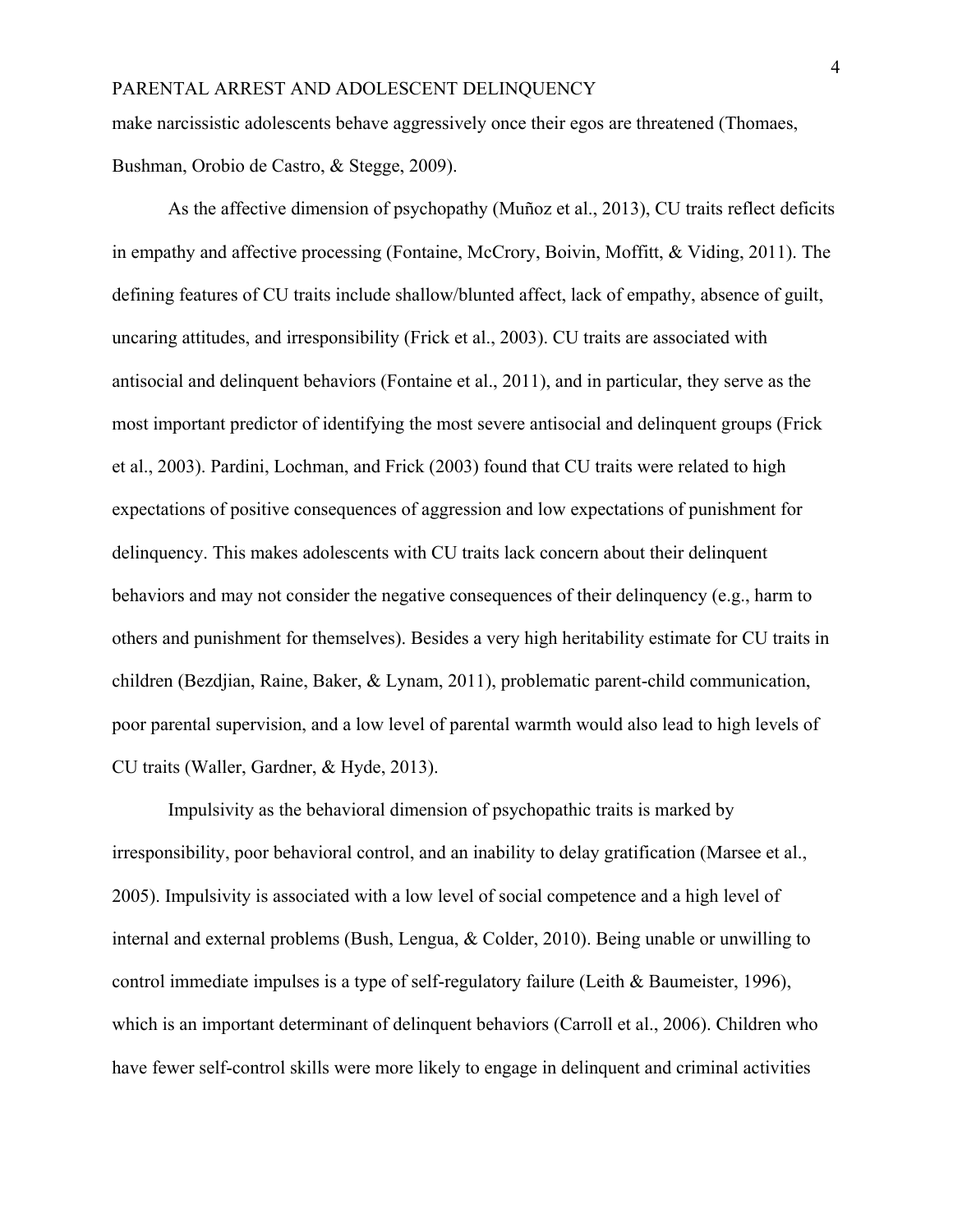make narcissistic adolescents behave aggressively once their egos are threatened (Thomaes, Bushman, Orobio de Castro, & Stegge, 2009).

As the affective dimension of psychopathy (Muñoz et al., 2013), CU traits reflect deficits in empathy and affective processing (Fontaine, McCrory, Boivin, Moffitt, & Viding, 2011). The defining features of CU traits include shallow/blunted affect, lack of empathy, absence of guilt, uncaring attitudes, and irresponsibility (Frick et al., 2003). CU traits are associated with antisocial and delinquent behaviors (Fontaine et al., 2011), and in particular, they serve as the most important predictor of identifying the most severe antisocial and delinquent groups (Frick et al., 2003). Pardini, Lochman, and Frick (2003) found that CU traits were related to high expectations of positive consequences of aggression and low expectations of punishment for delinquency. This makes adolescents with CU traits lack concern about their delinquent behaviors and may not consider the negative consequences of their delinquency (e.g., harm to others and punishment for themselves). Besides a very high heritability estimate for CU traits in children (Bezdjian, Raine, Baker, & Lynam, 2011), problematic parent-child communication, poor parental supervision, and a low level of parental warmth would also lead to high levels of CU traits (Waller, Gardner, & Hyde, 2013).

Impulsivity as the behavioral dimension of psychopathic traits is marked by irresponsibility, poor behavioral control, and an inability to delay gratification (Marsee et al., 2005). Impulsivity is associated with a low level of social competence and a high level of internal and external problems (Bush, Lengua, & Colder, 2010). Being unable or unwilling to control immediate impulses is a type of self-regulatory failure (Leith & Baumeister, 1996), which is an important determinant of delinquent behaviors (Carroll et al., 2006). Children who have fewer self-control skills were more likely to engage in delinquent and criminal activities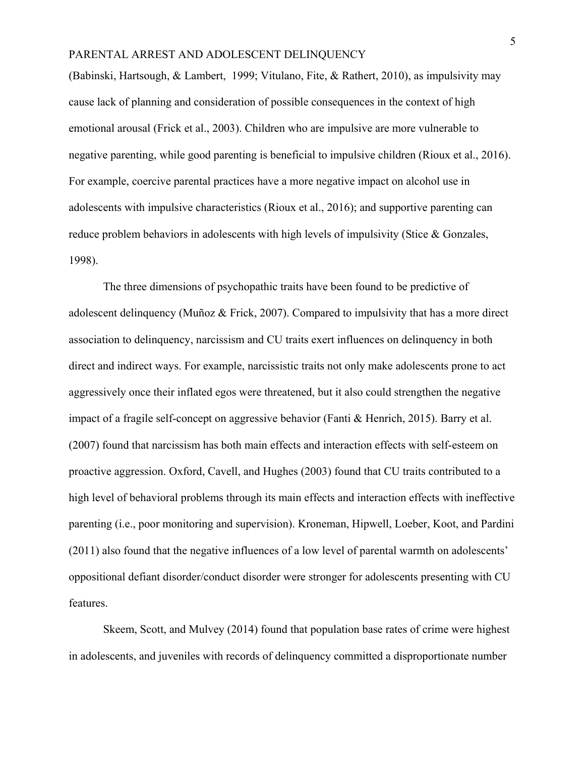(Babinski, Hartsough, & Lambert, 1999; Vitulano, Fite, & Rathert, 2010), as impulsivity may cause lack of planning and consideration of possible consequences in the context of high emotional arousal (Frick et al., 2003). Children who are impulsive are more vulnerable to negative parenting, while good parenting is beneficial to impulsive children (Rioux et al., 2016). For example, coercive parental practices have a more negative impact on alcohol use in adolescents with impulsive characteristics (Rioux et al., 2016); and supportive parenting can reduce problem behaviors in adolescents with high levels of impulsivity (Stice & Gonzales, 1998).

The three dimensions of psychopathic traits have been found to be predictive of adolescent delinquency (Muñoz & Frick, 2007). Compared to impulsivity that has a more direct association to delinquency, narcissism and CU traits exert influences on delinquency in both direct and indirect ways. For example, narcissistic traits not only make adolescents prone to act aggressively once their inflated egos were threatened, but it also could strengthen the negative impact of a fragile self-concept on aggressive behavior (Fanti & Henrich, 2015). Barry et al. (2007) found that narcissism has both main effects and interaction effects with self-esteem on proactive aggression. Oxford, Cavell, and Hughes (2003) found that CU traits contributed to a high level of behavioral problems through its main effects and interaction effects with ineffective parenting (i.e., poor monitoring and supervision). Kroneman, Hipwell, Loeber, Koot, and Pardini (2011) also found that the negative influences of a low level of parental warmth on adolescents' oppositional defiant disorder/conduct disorder were stronger for adolescents presenting with CU features.

Skeem, Scott, and Mulvey (2014) found that population base rates of crime were highest in adolescents, and juveniles with records of delinquency committed a disproportionate number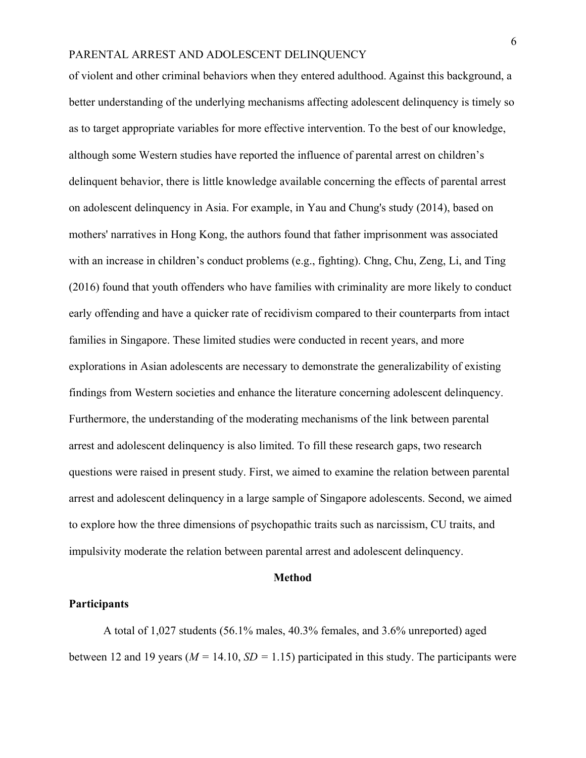of violent and other criminal behaviors when they entered adulthood. Against this background, a better understanding of the underlying mechanisms affecting adolescent delinquency is timely so as to target appropriate variables for more effective intervention. To the best of our knowledge, although some Western studies have reported the influence of parental arrest on children's delinquent behavior, there is little knowledge available concerning the effects of parental arrest on adolescent delinquency in Asia. For example, in Yau and Chung's study (2014), based on mothers' narratives in Hong Kong, the authors found that father imprisonment was associated with an increase in children's conduct problems (e.g., fighting). Chng, Chu, Zeng, Li, and Ting (2016) found that youth offenders who have families with criminality are more likely to conduct early offending and have a quicker rate of recidivism compared to their counterparts from intact families in Singapore. These limited studies were conducted in recent years, and more explorations in Asian adolescents are necessary to demonstrate the generalizability of existing findings from Western societies and enhance the literature concerning adolescent delinquency. Furthermore, the understanding of the moderating mechanisms of the link between parental arrest and adolescent delinquency is also limited. To fill these research gaps, two research questions were raised in present study. First, we aimed to examine the relation between parental arrest and adolescent delinquency in a large sample of Singapore adolescents. Second, we aimed to explore how the three dimensions of psychopathic traits such as narcissism, CU traits, and impulsivity moderate the relation between parental arrest and adolescent delinquency.

## Method

### Participants

A total of 1,027 students (56.1% males, 40.3% females, and 3.6% unreported) aged between 12 and 19 years (*M* = 14.10, *SD* = 1.15) participated in this study. The participants were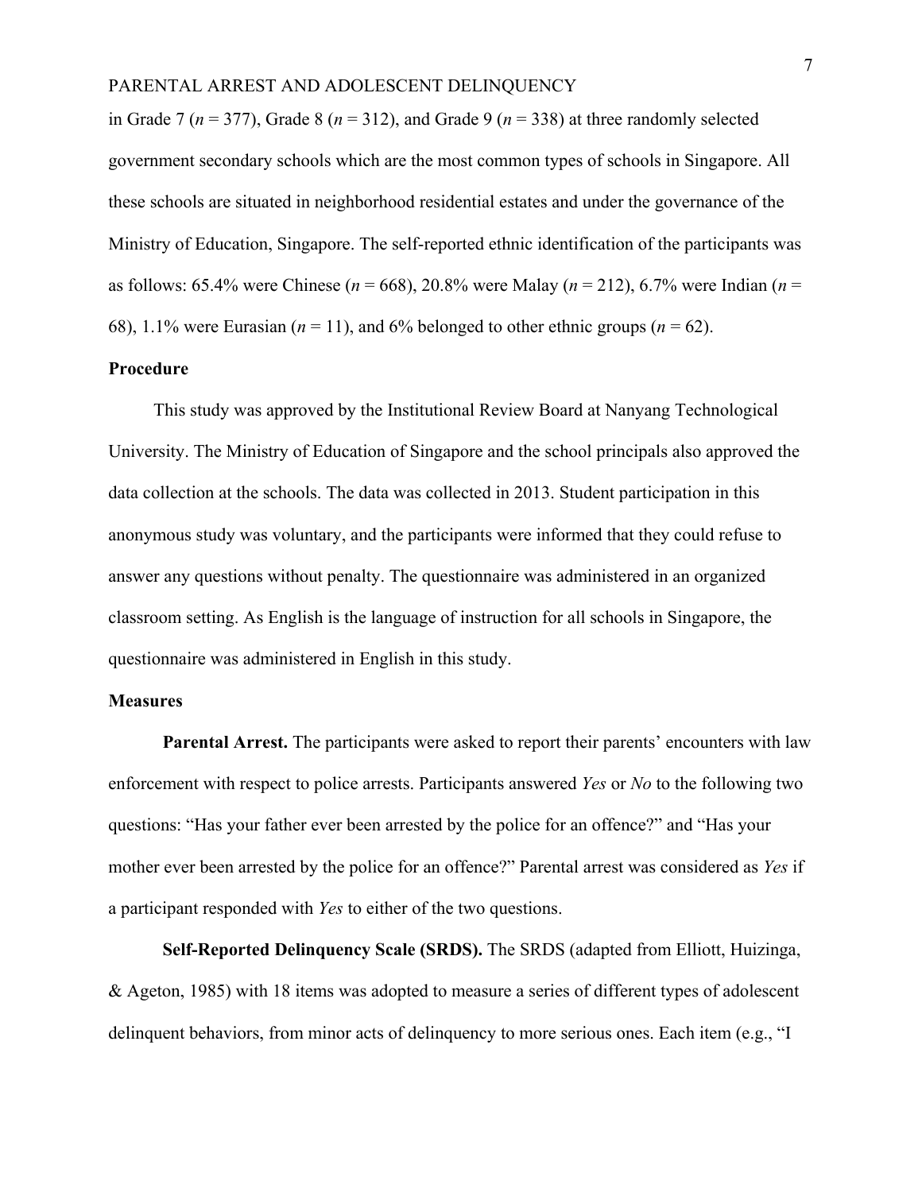in Grade 7 (*n* = 377), Grade 8 (*n* = 312), and Grade 9 (*n* = 338) at three randomly selected government secondary schools which are the most common types of schools in Singapore. All these schools are situated in neighborhood residential estates and under the governance of the Ministry of Education, Singapore. The self-reported ethnic identification of the participants was as follows: 65.4% were Chinese (*n* = 668), 20.8% were Malay (*n* = 212), 6.7% were Indian (*n* = 68), 1.1% were Eurasian (*n* = 11), and 6% belonged to other ethnic groups (*n* = 62).

## Procedure

This study was approved by the Institutional Review Board at Nanyang Technological University. The Ministry of Education of Singapore and the school principals also approved the data collection at the schools. The data was collected in 2013. Student participation in this anonymous study was voluntary, and the participants were informed that they could refuse to answer any questions without penalty. The questionnaire was administered in an organized classroom setting. As English is the language of instruction for all schools in Singapore, the questionnaire was administered in English in this study.

## Measures

**Parental Arrest.** The participants were asked to report their parents' encounters with law enforcement with respect to police arrests. Participants answered *Yes* or *No* to the following two questions: "Has your father ever been arrested by the police for an offence?" and "Has your mother ever been arrested by the police for an offence?" Parental arrest was considered as *Yes* if a participant responded with *Yes* to either of the two questions.

**Self-Reported Delinquency Scale (SRDS).** The SRDS (adapted from Elliott, Huizinga, & Ageton, 1985) with 18 items was adopted to measure a series of different types of adolescent delinquent behaviors, from minor acts of delinquency to more serious ones. Each item (e.g., "I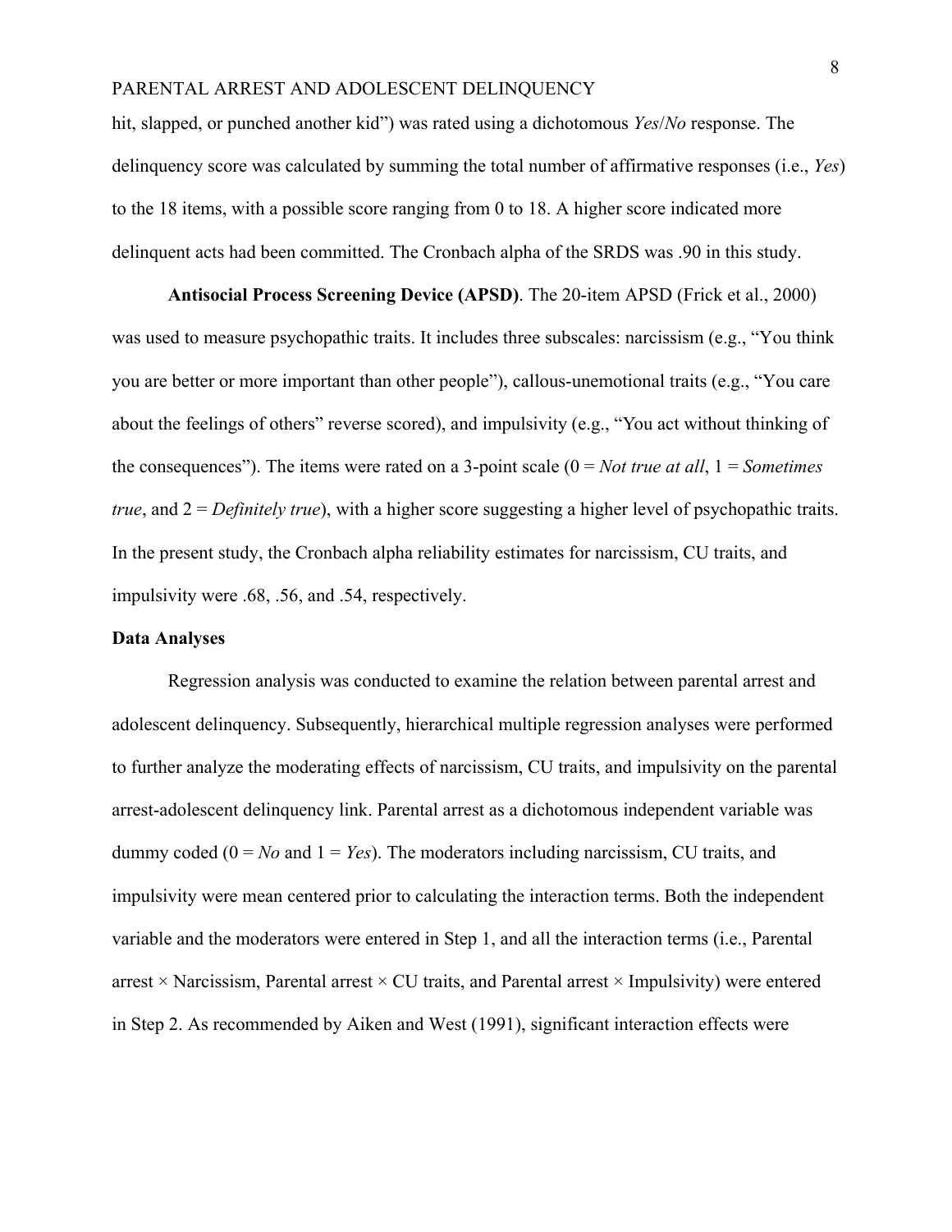hit, slapped, or punched another kid") was rated using a dichotomous *Yes*/*No* response. The delinquency score was calculated by summing the total number of affirmative responses (i.e., *Yes*) to the 18 items, with a possible score ranging from 0 to 18. A higher score indicated more delinquent acts had been committed. The Cronbach alpha of the SRDS was .90 in this study.

**Antisocial Process Screening Device (APSD)**. The 20-item APSD (Frick et al., 2000) was used to measure psychopathic traits. It includes three subscales: narcissism (e.g., "You think you are better or more important than other people"), callous-unemotional traits (e.g., "You care about the feelings of others" reverse scored), and impulsivity (e.g., "You act without thinking of the consequences"). The items were rated on a 3-point scale (0 = *Not true at all*, 1 = *Sometimes true*, and 2 = *Definitely true*), with a higher score suggesting a higher level of psychopathic traits. In the present study, the Cronbach alpha reliability estimates for narcissism, CU traits, and impulsivity were .68, .56, and .54, respectively.

**Data Analyses**

Regression analysis was conducted to examine the relation between parental arrest and adolescent delinquency. Subsequently, hierarchical multiple regression analyses were performed to further analyze the moderating effects of narcissism, CU traits, and impulsivity on the parental arrest-adolescent delinquency link. Parental arrest as a dichotomous independent variable was dummy coded (0 = *No* and 1 = *Yes*). The moderators including narcissism, CU traits, and impulsivity were mean centered prior to calculating the interaction terms. Both the independent variable and the moderators were entered in Step 1, and all the interaction terms (i.e., Parental arrest × Narcissism, Parental arrest × CU traits, and Parental arrest × Impulsivity) were entered in Step 2. As recommended by Aiken and West (1991), significant interaction effects were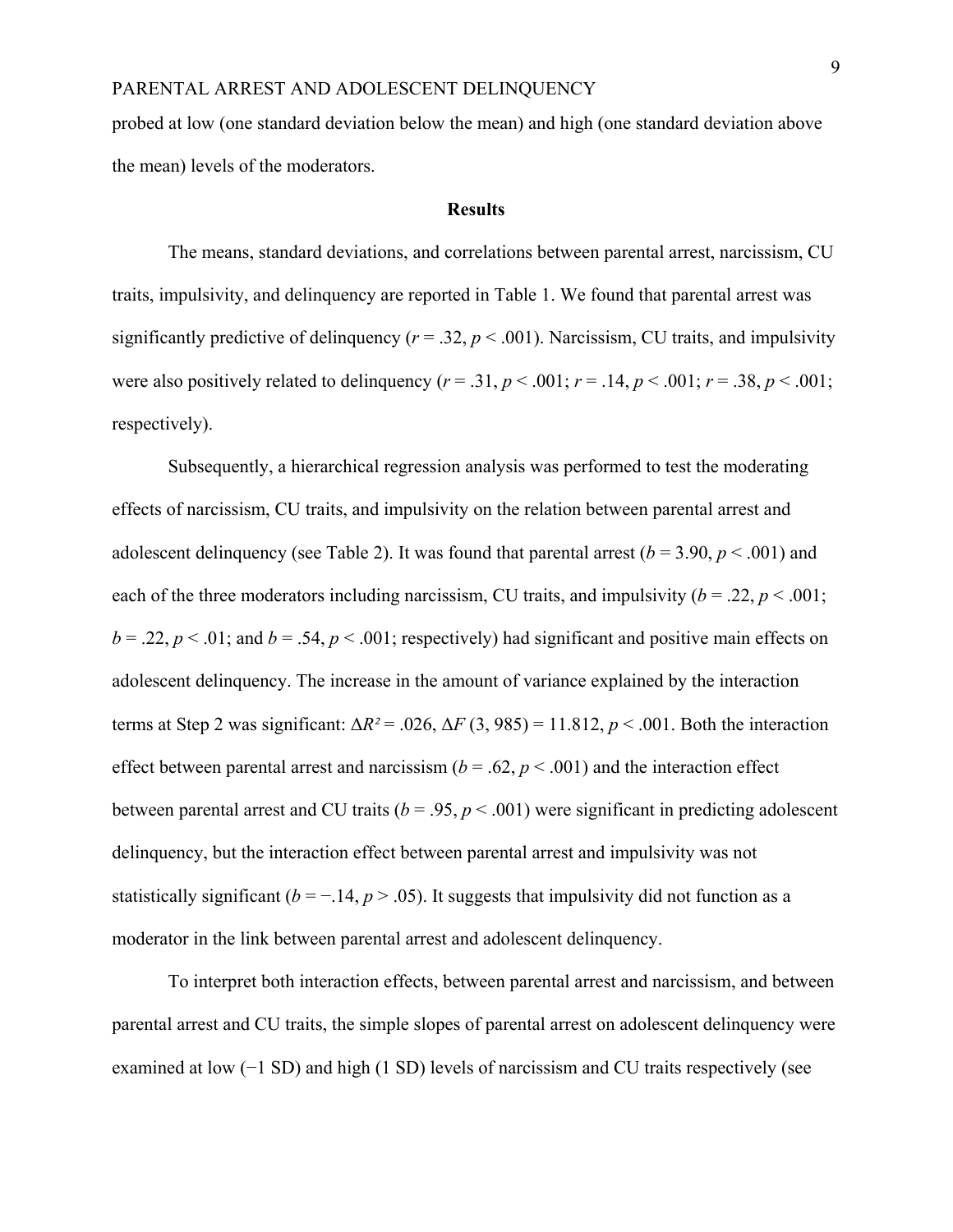probed at low (one standard deviation below the mean) and high (one standard deviation above the mean) levels of the moderators.

## Results

The means, standard deviations, and correlations between parental arrest, narcissism, CU traits, impulsivity, and delinquency are reported in Table 1. We found that parental arrest was significantly predictive of delinquency ($r = .32$, $p < .001$). Narcissism, CU traits, and impulsivity were also positively related to delinquency ($r = .31$, $p < .001$; $r = .14$, $p < .001$; $r = .38$, $p < .001$; respectively).

Subsequently, a hierarchical regression analysis was performed to test the moderating effects of narcissism, CU traits, and impulsivity on the relation between parental arrest and adolescent delinquency (see Table 2). It was found that parental arrest ($b = 3.90$, $p < .001$) and each of the three moderators including narcissism, CU traits, and impulsivity ($b = .22$, $p < .001$; $b = .22$, $p < .01$; and $b = .54$, $p < .001$; respectively) had significant and positive main effects on adolescent delinquency. The increase in the amount of variance explained by the interaction terms at Step 2 was significant: $\Delta R^2 = .026$, $\Delta F\ (3, 985) = 11.812$, $p < .001$. Both the interaction effect between parental arrest and narcissism ($b = .62$, $p < .001$) and the interaction effect between parental arrest and CU traits ($b = .95$, $p < .001$) were significant in predicting adolescent delinquency, but the interaction effect between parental arrest and impulsivity was not statistically significant ($b = -.14$, $p > .05$). It suggests that impulsivity did not function as a moderator in the link between parental arrest and adolescent delinquency.

To interpret both interaction effects, between parental arrest and narcissism, and between parental arrest and CU traits, the simple slopes of parental arrest on adolescent delinquency were examined at low (−1 SD) and high (1 SD) levels of narcissism and CU traits respectively (see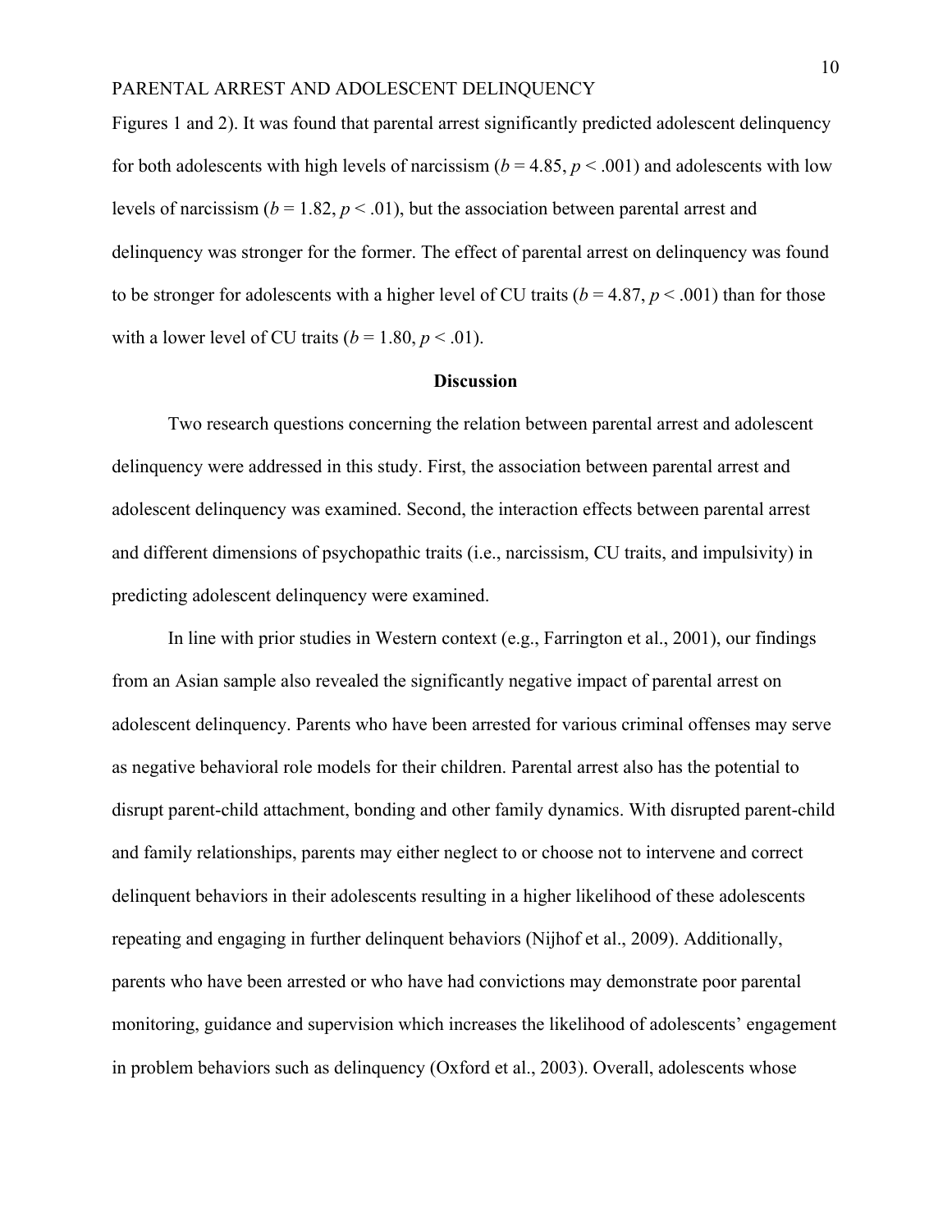Figures 1 and 2). It was found that parental arrest significantly predicted adolescent delinquency for both adolescents with high levels of narcissism ($b = 4.85$, $p < .001$) and adolescents with low levels of narcissism ($b = 1.82$, $p < .01$), but the association between parental arrest and delinquency was stronger for the former. The effect of parental arrest on delinquency was found to be stronger for adolescents with a higher level of CU traits ($b = 4.87$, $p < .001$) than for those with a lower level of CU traits ($b = 1.80$, $p < .01$).

## Discussion

Two research questions concerning the relation between parental arrest and adolescent delinquency were addressed in this study. First, the association between parental arrest and adolescent delinquency was examined. Second, the interaction effects between parental arrest and different dimensions of psychopathic traits (i.e., narcissism, CU traits, and impulsivity) in predicting adolescent delinquency were examined.

In line with prior studies in Western context (e.g., Farrington et al., 2001), our findings from an Asian sample also revealed the significantly negative impact of parental arrest on adolescent delinquency. Parents who have been arrested for various criminal offenses may serve as negative behavioral role models for their children. Parental arrest also has the potential to disrupt parent-child attachment, bonding and other family dynamics. With disrupted parent-child and family relationships, parents may either neglect to or choose not to intervene and correct delinquent behaviors in their adolescents resulting in a higher likelihood of these adolescents repeating and engaging in further delinquent behaviors (Nijhof et al., 2009). Additionally, parents who have been arrested or who have had convictions may demonstrate poor parental monitoring, guidance and supervision which increases the likelihood of adolescents' engagement in problem behaviors such as delinquency (Oxford et al., 2003). Overall, adolescents whose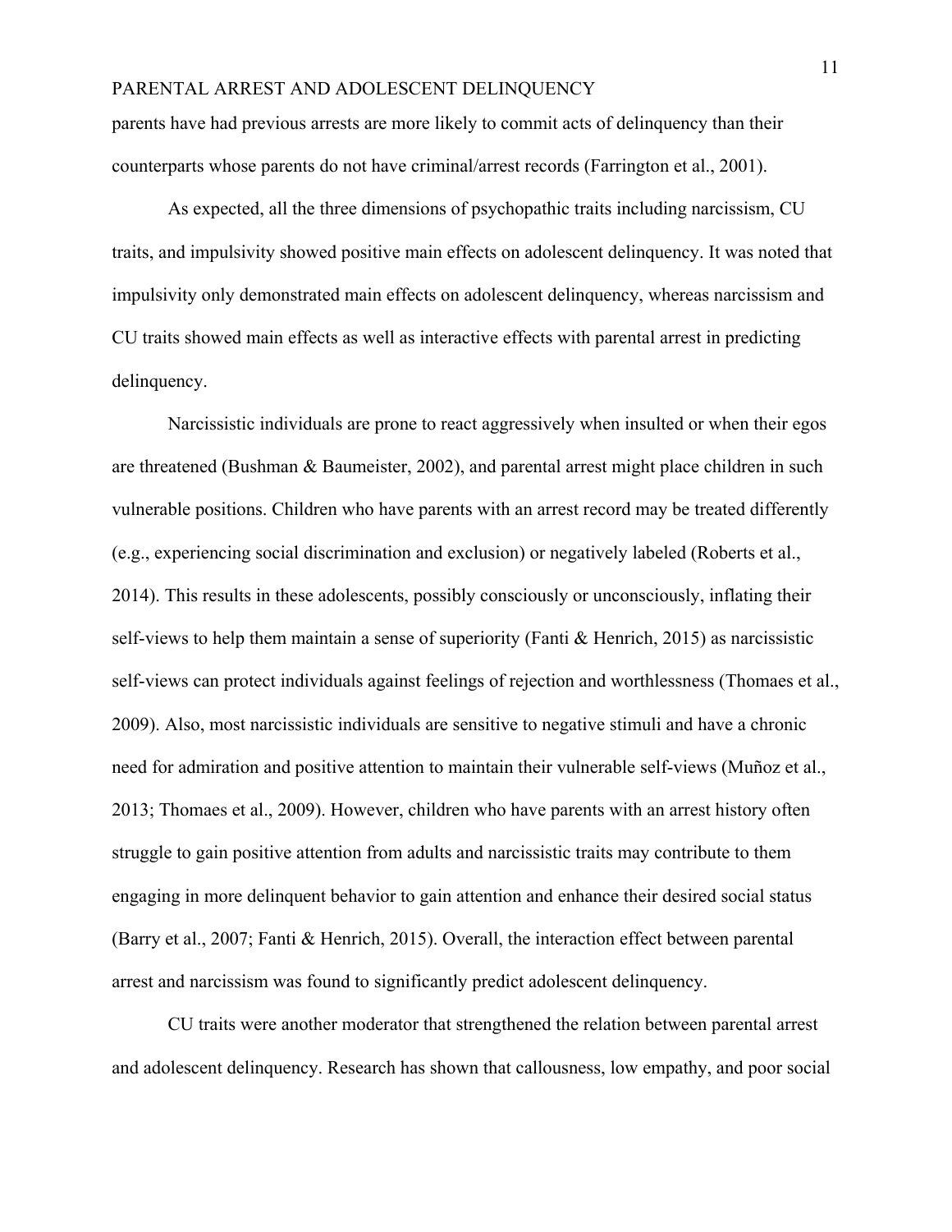parents have had previous arrests are more likely to commit acts of delinquency than their counterparts whose parents do not have criminal/arrest records (Farrington et al., 2001).

As expected, all the three dimensions of psychopathic traits including narcissism, CU traits, and impulsivity showed positive main effects on adolescent delinquency. It was noted that impulsivity only demonstrated main effects on adolescent delinquency, whereas narcissism and CU traits showed main effects as well as interactive effects with parental arrest in predicting delinquency.

Narcissistic individuals are prone to react aggressively when insulted or when their egos are threatened (Bushman & Baumeister, 2002), and parental arrest might place children in such vulnerable positions. Children who have parents with an arrest record may be treated differently (e.g., experiencing social discrimination and exclusion) or negatively labeled (Roberts et al., 2014). This results in these adolescents, possibly consciously or unconsciously, inflating their self-views to help them maintain a sense of superiority (Fanti & Henrich, 2015) as narcissistic self-views can protect individuals against feelings of rejection and worthlessness (Thomaes et al., 2009). Also, most narcissistic individuals are sensitive to negative stimuli and have a chronic need for admiration and positive attention to maintain their vulnerable self-views (Muñoz et al., 2013; Thomaes et al., 2009). However, children who have parents with an arrest history often struggle to gain positive attention from adults and narcissistic traits may contribute to them engaging in more delinquent behavior to gain attention and enhance their desired social status (Barry et al., 2007; Fanti & Henrich, 2015). Overall, the interaction effect between parental arrest and narcissism was found to significantly predict adolescent delinquency.

CU traits were another moderator that strengthened the relation between parental arrest and adolescent delinquency. Research has shown that callousness, low empathy, and poor social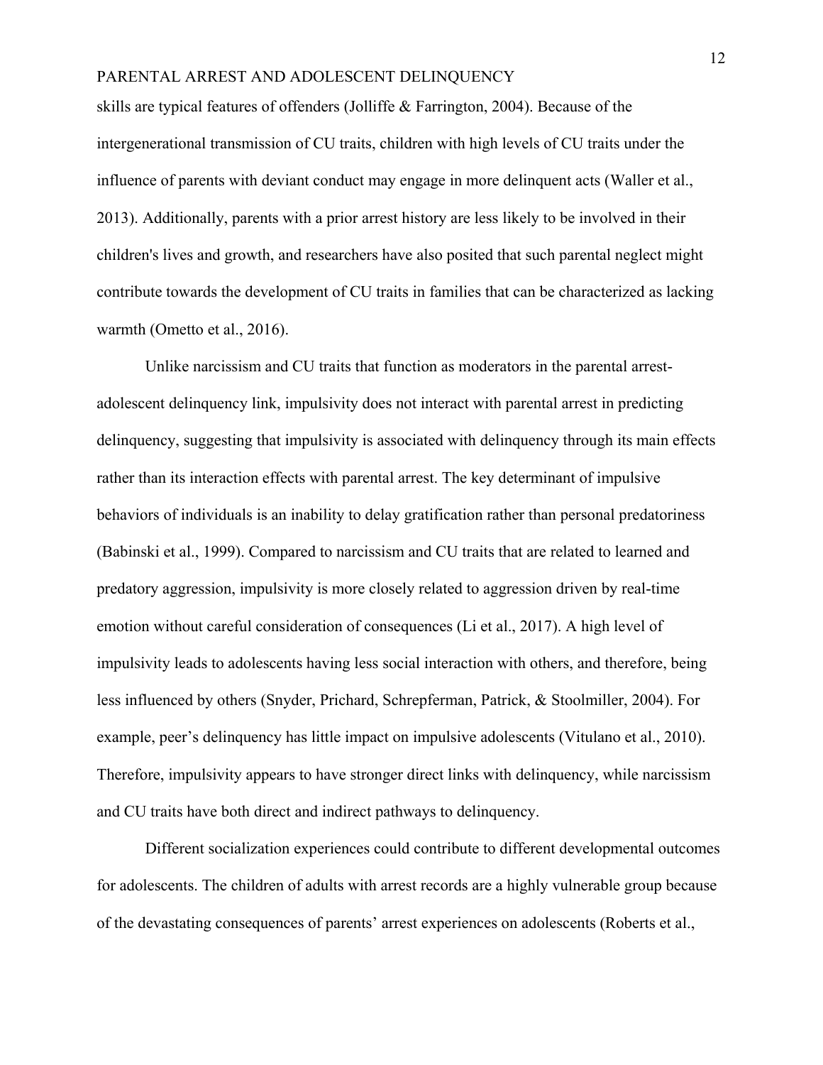skills are typical features of offenders (Jolliffe & Farrington, 2004). Because of the intergenerational transmission of CU traits, children with high levels of CU traits under the influence of parents with deviant conduct may engage in more delinquent acts (Waller et al., 2013). Additionally, parents with a prior arrest history are less likely to be involved in their children's lives and growth, and researchers have also posited that such parental neglect might contribute towards the development of CU traits in families that can be characterized as lacking warmth (Ometto et al., 2016).

Unlike narcissism and CU traits that function as moderators in the parental arrest-adolescent delinquency link, impulsivity does not interact with parental arrest in predicting delinquency, suggesting that impulsivity is associated with delinquency through its main effects rather than its interaction effects with parental arrest. The key determinant of impulsive behaviors of individuals is an inability to delay gratification rather than personal predatoriness (Babinski et al., 1999). Compared to narcissism and CU traits that are related to learned and predatory aggression, impulsivity is more closely related to aggression driven by real-time emotion without careful consideration of consequences (Li et al., 2017). A high level of impulsivity leads to adolescents having less social interaction with others, and therefore, being less influenced by others (Snyder, Prichard, Schrepferman, Patrick, & Stoolmiller, 2004). For example, peer's delinquency has little impact on impulsive adolescents (Vitulano et al., 2010). Therefore, impulsivity appears to have stronger direct links with delinquency, while narcissism and CU traits have both direct and indirect pathways to delinquency.

Different socialization experiences could contribute to different developmental outcomes for adolescents. The children of adults with arrest records are a highly vulnerable group because of the devastating consequences of parents' arrest experiences on adolescents (Roberts et al.,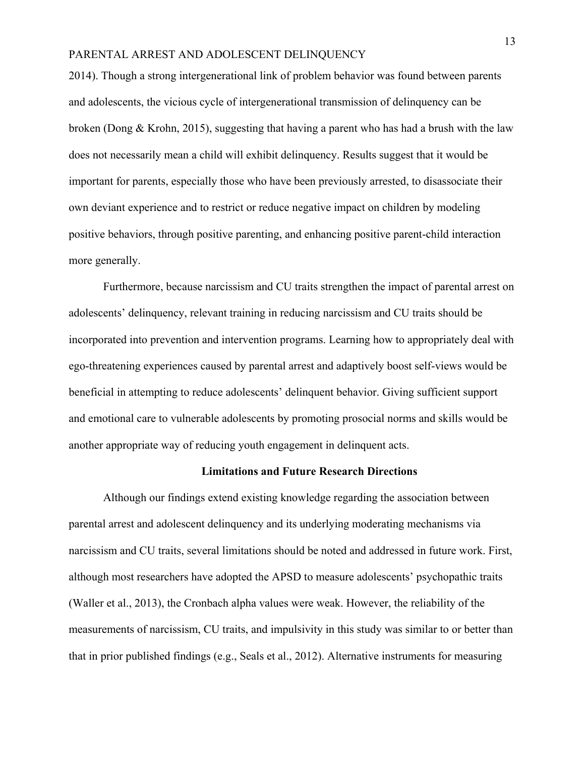2014). Though a strong intergenerational link of problem behavior was found between parents and adolescents, the vicious cycle of intergenerational transmission of delinquency can be broken (Dong & Krohn, 2015), suggesting that having a parent who has had a brush with the law does not necessarily mean a child will exhibit delinquency. Results suggest that it would be important for parents, especially those who have been previously arrested, to disassociate their own deviant experience and to restrict or reduce negative impact on children by modeling positive behaviors, through positive parenting, and enhancing positive parent-child interaction more generally.

Furthermore, because narcissism and CU traits strengthen the impact of parental arrest on adolescents' delinquency, relevant training in reducing narcissism and CU traits should be incorporated into prevention and intervention programs. Learning how to appropriately deal with ego-threatening experiences caused by parental arrest and adaptively boost self-views would be beneficial in attempting to reduce adolescents' delinquent behavior. Giving sufficient support and emotional care to vulnerable adolescents by promoting prosocial norms and skills would be another appropriate way of reducing youth engagement in delinquent acts.

## Limitations and Future Research Directions

Although our findings extend existing knowledge regarding the association between parental arrest and adolescent delinquency and its underlying moderating mechanisms via narcissism and CU traits, several limitations should be noted and addressed in future work. First, although most researchers have adopted the APSD to measure adolescents' psychopathic traits (Waller et al., 2013), the Cronbach alpha values were weak. However, the reliability of the measurements of narcissism, CU traits, and impulsivity in this study was similar to or better than that in prior published findings (e.g., Seals et al., 2012). Alternative instruments for measuring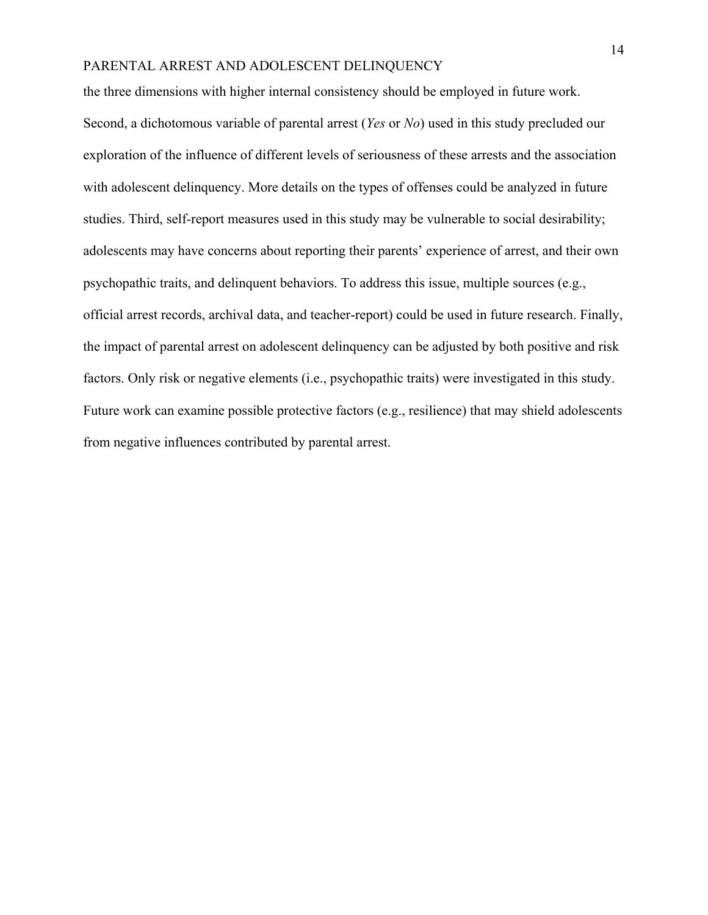the three dimensions with higher internal consistency should be employed in future work. Second, a dichotomous variable of parental arrest (*Yes* or *No*) used in this study precluded our exploration of the influence of different levels of seriousness of these arrests and the association with adolescent delinquency. More details on the types of offenses could be analyzed in future studies. Third, self-report measures used in this study may be vulnerable to social desirability; adolescents may have concerns about reporting their parents' experience of arrest, and their own psychopathic traits, and delinquent behaviors. To address this issue, multiple sources (e.g., official arrest records, archival data, and teacher-report) could be used in future research. Finally, the impact of parental arrest on adolescent delinquency can be adjusted by both positive and risk factors. Only risk or negative elements (i.e., psychopathic traits) were investigated in this study. Future work can examine possible protective factors (e.g., resilience) that may shield adolescents from negative influences contributed by parental arrest.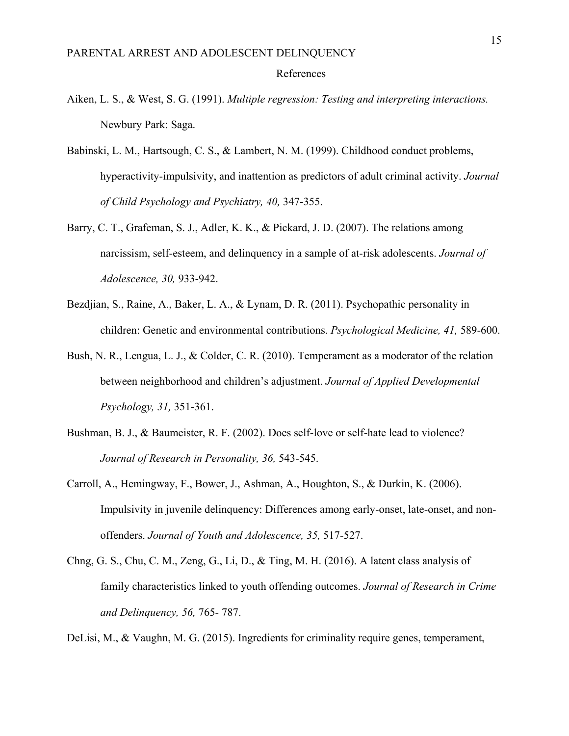# References

Aiken, L. S., & West, S. G. (1991). *Multiple regression: Testing and interpreting interactions.* Newbury Park: Saga.

Babinski, L. M., Hartsough, C. S., & Lambert, N. M. (1999). Childhood conduct problems, hyperactivity-impulsivity, and inattention as predictors of adult criminal activity. *Journal of Child Psychology and Psychiatry, 40,* 347-355.

Barry, C. T., Grafeman, S. J., Adler, K. K., & Pickard, J. D. (2007). The relations among narcissism, self-esteem, and delinquency in a sample of at-risk adolescents. *Journal of Adolescence, 30,* 933-942.

Bezdjian, S., Raine, A., Baker, L. A., & Lynam, D. R. (2011). Psychopathic personality in children: Genetic and environmental contributions. *Psychological Medicine, 41,* 589-600.

Bush, N. R., Lengua, L. J., & Colder, C. R. (2010). Temperament as a moderator of the relation between neighborhood and children's adjustment. *Journal of Applied Developmental Psychology, 31,* 351-361.

Bushman, B. J., & Baumeister, R. F. (2002). Does self-love or self-hate lead to violence? *Journal of Research in Personality, 36,* 543-545.

Carroll, A., Hemingway, F., Bower, J., Ashman, A., Houghton, S., & Durkin, K. (2006). Impulsivity in juvenile delinquency: Differences among early-onset, late-onset, and non-offenders. *Journal of Youth and Adolescence, 35,* 517-527.

Chng, G. S., Chu, C. M., Zeng, G., Li, D., & Ting, M. H. (2016). A latent class analysis of family characteristics linked to youth offending outcomes. *Journal of Research in Crime and Delinquency, 56,* 765- 787.

DeLisi, M., & Vaughn, M. G. (2015). Ingredients for criminality require genes, temperament,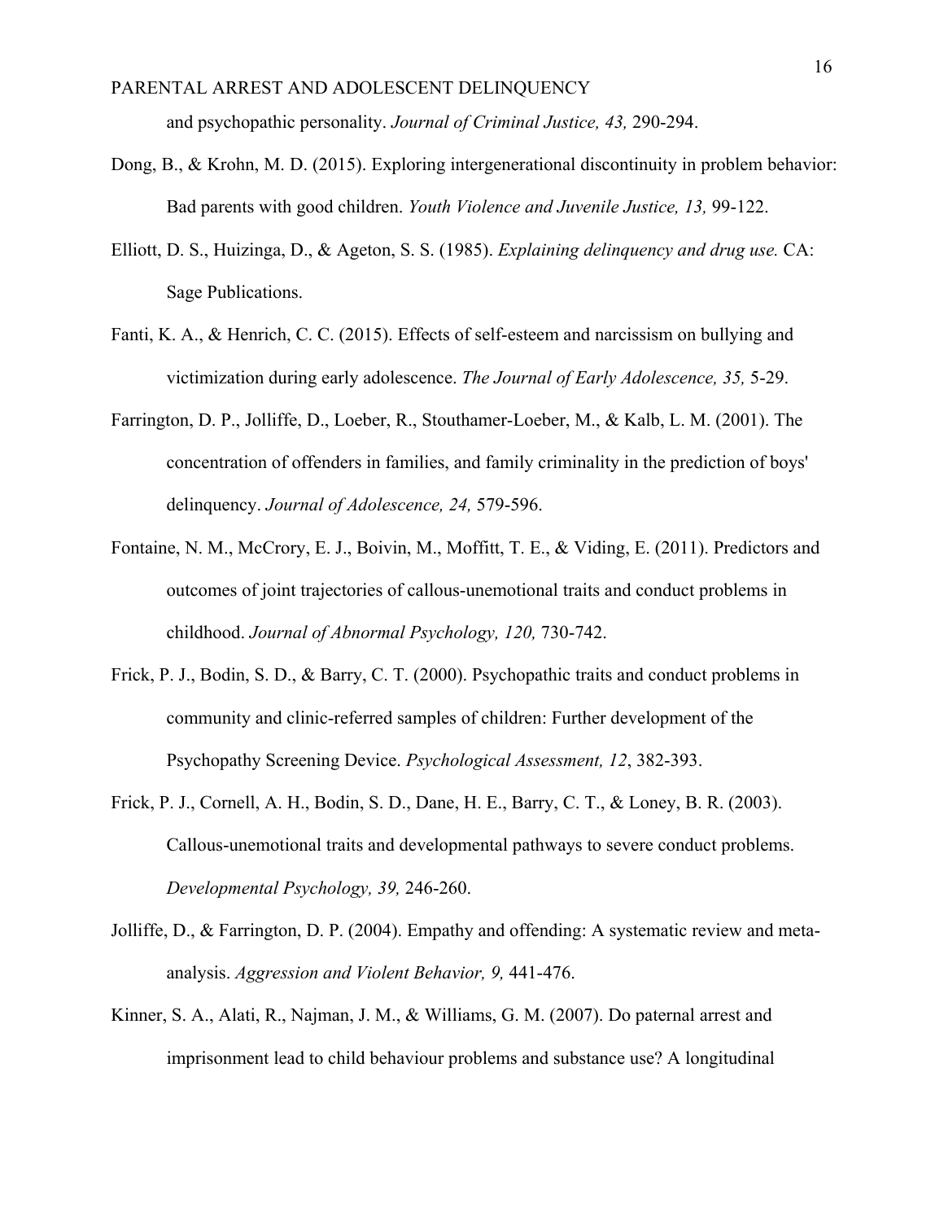and psychopathic personality. *Journal of Criminal Justice, 43,* 290-294.

Dong, B., & Krohn, M. D. (2015). Exploring intergenerational discontinuity in problem behavior: Bad parents with good children. *Youth Violence and Juvenile Justice, 13,* 99-122.

Elliott, D. S., Huizinga, D., & Ageton, S. S. (1985). *Explaining delinquency and drug use.* CA: Sage Publications.

Fanti, K. A., & Henrich, C. C. (2015). Effects of self-esteem and narcissism on bullying and victimization during early adolescence. *The Journal of Early Adolescence, 35,* 5-29.

Farrington, D. P., Jolliffe, D., Loeber, R., Stouthamer-Loeber, M., & Kalb, L. M. (2001). The concentration of offenders in families, and family criminality in the prediction of boys' delinquency. *Journal of Adolescence, 24,* 579-596.

Fontaine, N. M., McCrory, E. J., Boivin, M., Moffitt, T. E., & Viding, E. (2011). Predictors and outcomes of joint trajectories of callous-unemotional traits and conduct problems in childhood. *Journal of Abnormal Psychology, 120,* 730-742.

Frick, P. J., Bodin, S. D., & Barry, C. T. (2000). Psychopathic traits and conduct problems in community and clinic-referred samples of children: Further development of the Psychopathy Screening Device. *Psychological Assessment, 12*, 382-393.

Frick, P. J., Cornell, A. H., Bodin, S. D., Dane, H. E., Barry, C. T., & Loney, B. R. (2003). Callous-unemotional traits and developmental pathways to severe conduct problems. *Developmental Psychology, 39,* 246-260.

Jolliffe, D., & Farrington, D. P. (2004). Empathy and offending: A systematic review and meta-analysis. *Aggression and Violent Behavior, 9,* 441-476.

Kinner, S. A., Alati, R., Najman, J. M., & Williams, G. M. (2007). Do paternal arrest and imprisonment lead to child behaviour problems and substance use? A longitudinal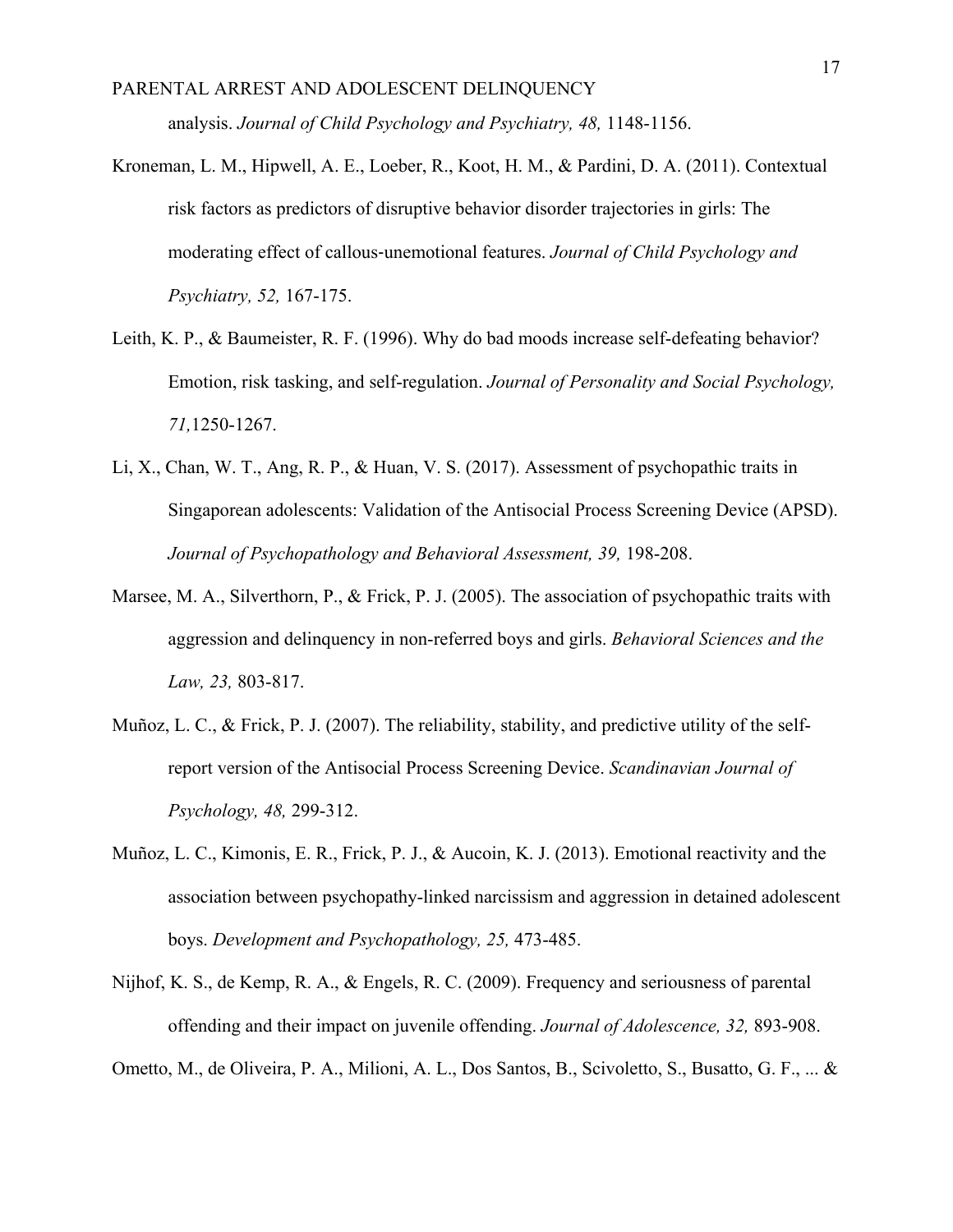analysis. *Journal of Child Psychology and Psychiatry, 48,* 1148-1156.

Kroneman, L. M., Hipwell, A. E., Loeber, R., Koot, H. M., & Pardini, D. A. (2011). Contextual risk factors as predictors of disruptive behavior disorder trajectories in girls: The moderating effect of callous-unemotional features. *Journal of Child Psychology and Psychiatry, 52,* 167-175.

Leith, K. P., & Baumeister, R. F. (1996). Why do bad moods increase self-defeating behavior? Emotion, risk tasking, and self-regulation. *Journal of Personality and Social Psychology, 71,*1250-1267.

Li, X., Chan, W. T., Ang, R. P., & Huan, V. S. (2017). Assessment of psychopathic traits in Singaporean adolescents: Validation of the Antisocial Process Screening Device (APSD). *Journal of Psychopathology and Behavioral Assessment, 39,* 198-208.

Marsee, M. A., Silverthorn, P., & Frick, P. J. (2005). The association of psychopathic traits with aggression and delinquency in non-referred boys and girls. *Behavioral Sciences and the Law, 23,* 803-817.

Muñoz, L. C., & Frick, P. J. (2007). The reliability, stability, and predictive utility of the self-report version of the Antisocial Process Screening Device. *Scandinavian Journal of Psychology, 48,* 299-312.

Muñoz, L. C., Kimonis, E. R., Frick, P. J., & Aucoin, K. J. (2013). Emotional reactivity and the association between psychopathy-linked narcissism and aggression in detained adolescent boys. *Development and Psychopathology, 25,* 473-485.

Nijhof, K. S., de Kemp, R. A., & Engels, R. C. (2009). Frequency and seriousness of parental offending and their impact on juvenile offending. *Journal of Adolescence, 32,* 893-908.

Ometto, M., de Oliveira, P. A., Milioni, A. L., Dos Santos, B., Scivoletto, S., Busatto, G. F., ... &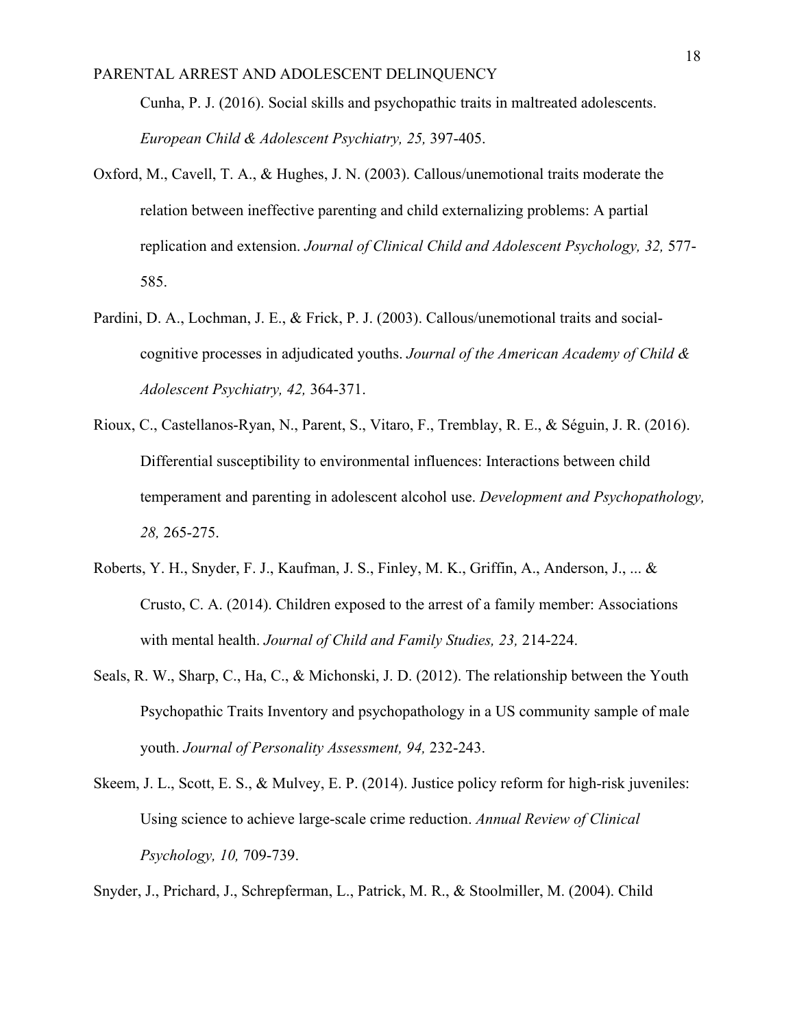Cunha, P. J. (2016). Social skills and psychopathic traits in maltreated adolescents. *European Child & Adolescent Psychiatry, 25,* 397-405.

Oxford, M., Cavell, T. A., & Hughes, J. N. (2003). Callous/unemotional traits moderate the relation between ineffective parenting and child externalizing problems: A partial replication and extension. *Journal of Clinical Child and Adolescent Psychology, 32,* 577-585.

Pardini, D. A., Lochman, J. E., & Frick, P. J. (2003). Callous/unemotional traits and social-cognitive processes in adjudicated youths. *Journal of the American Academy of Child & Adolescent Psychiatry, 42,* 364-371.

Rioux, C., Castellanos-Ryan, N., Parent, S., Vitaro, F., Tremblay, R. E., & Séguin, J. R. (2016). Differential susceptibility to environmental influences: Interactions between child temperament and parenting in adolescent alcohol use. *Development and Psychopathology, 28,* 265-275.

Roberts, Y. H., Snyder, F. J., Kaufman, J. S., Finley, M. K., Griffin, A., Anderson, J., ... & Crusto, C. A. (2014). Children exposed to the arrest of a family member: Associations with mental health. *Journal of Child and Family Studies, 23,* 214-224.

Seals, R. W., Sharp, C., Ha, C., & Michonski, J. D. (2012). The relationship between the Youth Psychopathic Traits Inventory and psychopathology in a US community sample of male youth. *Journal of Personality Assessment, 94,* 232-243.

Skeem, J. L., Scott, E. S., & Mulvey, E. P. (2014). Justice policy reform for high-risk juveniles: Using science to achieve large-scale crime reduction. *Annual Review of Clinical Psychology, 10,* 709-739.

Snyder, J., Prichard, J., Schrepferman, L., Patrick, M. R., & Stoolmiller, M. (2004). Child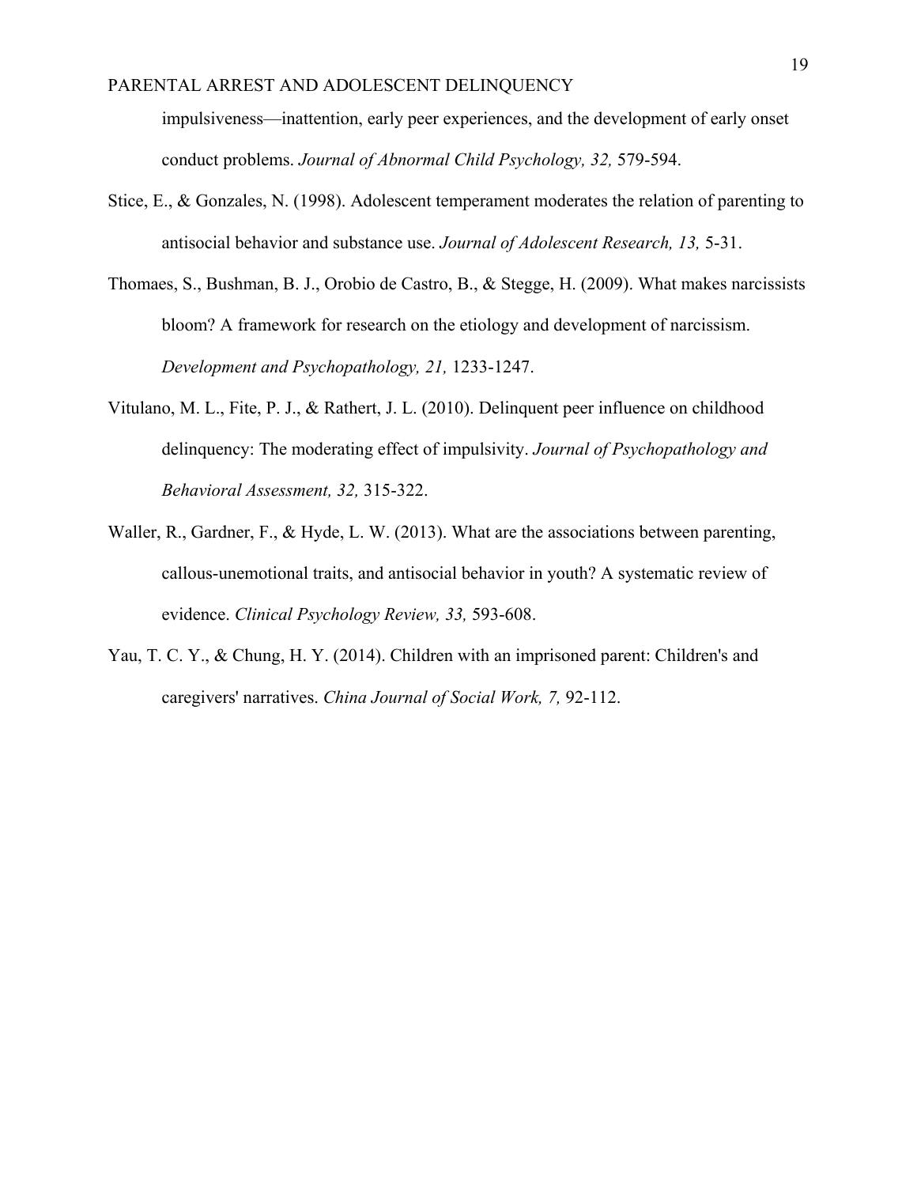impulsiveness—inattention, early peer experiences, and the development of early onset conduct problems. *Journal of Abnormal Child Psychology, 32,* 579-594.

Stice, E., & Gonzales, N. (1998). Adolescent temperament moderates the relation of parenting to antisocial behavior and substance use. *Journal of Adolescent Research, 13,* 5-31.

Thomaes, S., Bushman, B. J., Orobio de Castro, B., & Stegge, H. (2009). What makes narcissists bloom? A framework for research on the etiology and development of narcissism. *Development and Psychopathology, 21,* 1233-1247.

Vitulano, M. L., Fite, P. J., & Rathert, J. L. (2010). Delinquent peer influence on childhood delinquency: The moderating effect of impulsivity. *Journal of Psychopathology and Behavioral Assessment, 32,* 315-322.

Waller, R., Gardner, F., & Hyde, L. W. (2013). What are the associations between parenting, callous-unemotional traits, and antisocial behavior in youth? A systematic review of evidence. *Clinical Psychology Review, 33,* 593-608.

Yau, T. C. Y., & Chung, H. Y. (2014). Children with an imprisoned parent: Children's and caregivers' narratives. *China Journal of Social Work, 7,* 92-112.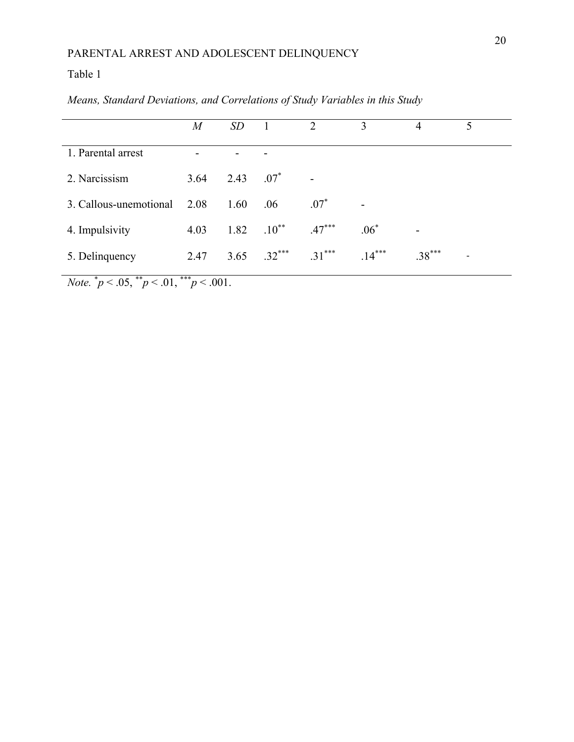Table 1

*Means, Standard Deviations, and Correlations of Study Variables in this Study*

| | *M* | *SD* | 1 | 2 | 3 | 4 | 5 |
|---|---|---|---|---|---|---|---|
| 1. Parental arrest | - | - | - | | | | |
| 2. Narcissism | 3.64 | 2.43 | $.07^{*}$ | - | | | |
| 3. Callous-unemotional | 2.08 | 1.60 | .06 | $.07^{*}$ | - | | |
| 4. Impulsivity | 4.03 | 1.82 | $.10^{**}$ | $.47^{***}$ | $.06^{*}$ | - | |
| 5. Delinquency | 2.47 | 3.65 | $.32^{***}$ | $.31^{***}$ | $.14^{***}$ | $.38^{***}$ | - |

*Note.* $^{*}p < .05$, $^{**}p < .01$, $^{***}p < .001$.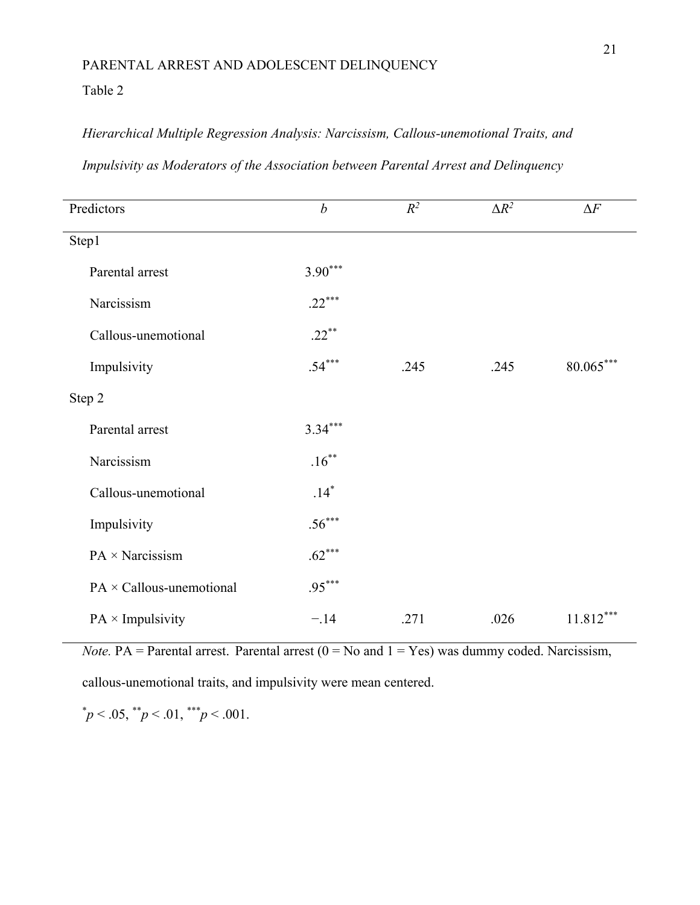Table 2

*Hierarchical Multiple Regression Analysis: Narcissism, Callous-unemotional Traits, and Impulsivity as Moderators of the Association between Parental Arrest and Delinquency*

| Predictors | $b$ | $R^2$ | $\Delta R^2$ | $\Delta F$ |
|---|---|---|---|---|
| Step1 | | | | |
| Parental arrest | $3.90^{***}$ | | | |
| Narcissism | $.22^{***}$ | | | |
| Callous-unemotional | $.22^{**}$ | | | |
| Impulsivity | $.54^{***}$ | .245 | .245 | $80.065^{***}$ |
| Step 2 | | | | |
| Parental arrest | $3.34^{***}$ | | | |
| Narcissism | $.16^{**}$ | | | |
| Callous-unemotional | $.14^{*}$ | | | |
| Impulsivity | $.56^{***}$ | | | |
| PA × Narcissism | $.62^{***}$ | | | |
| PA × Callous-unemotional | $.95^{***}$ | | | |
| PA × Impulsivity | −.14 | .271 | .026 | $11.812^{***}$ |

*Note.* PA = Parental arrest. Parental arrest (0 = No and 1 = Yes) was dummy coded. Narcissism, callous-unemotional traits, and impulsivity were mean centered.

$^{*}p < .05$, $^{**}p < .01$, $^{***}p < .001$.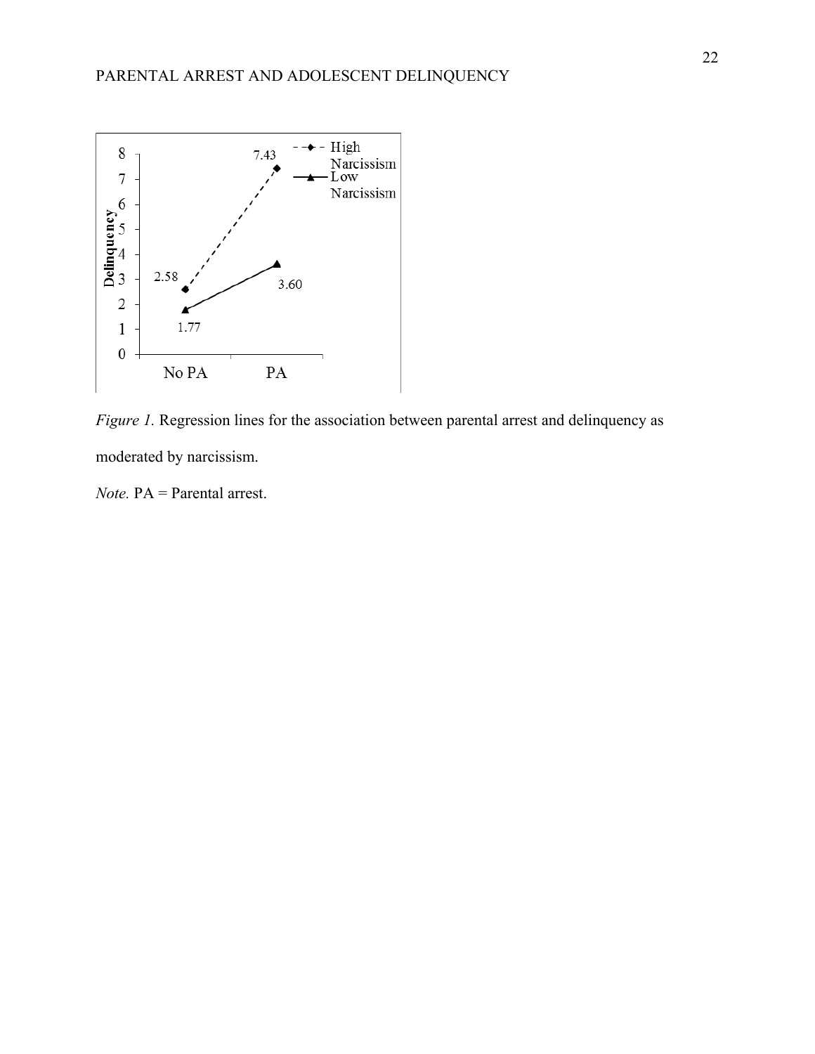*Figure 1.* Regression lines for the association between parental arrest and delinquency as moderated by narcissism.

*Note.* PA = Parental arrest.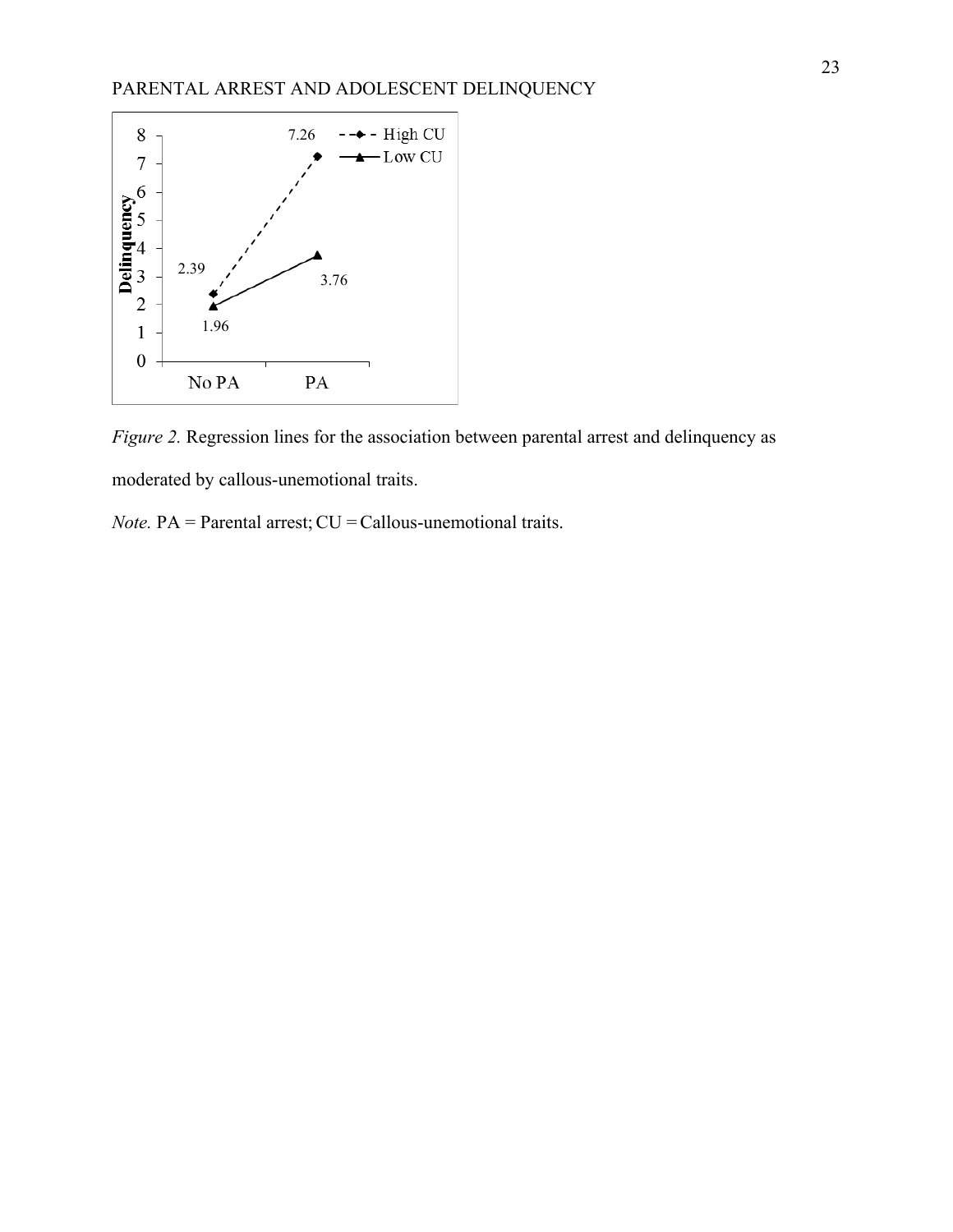8
7
6
5
4
3
2
1
0

Delinquency

No PA
PA

High CU
Low CU

7.26
2.39
3.76
1.96

*Figure 2.* Regression lines for the association between parental arrest and delinquency as moderated by callous-unemotional traits.

*Note.* PA = Parental arrest; CU = Callous-unemotional traits.